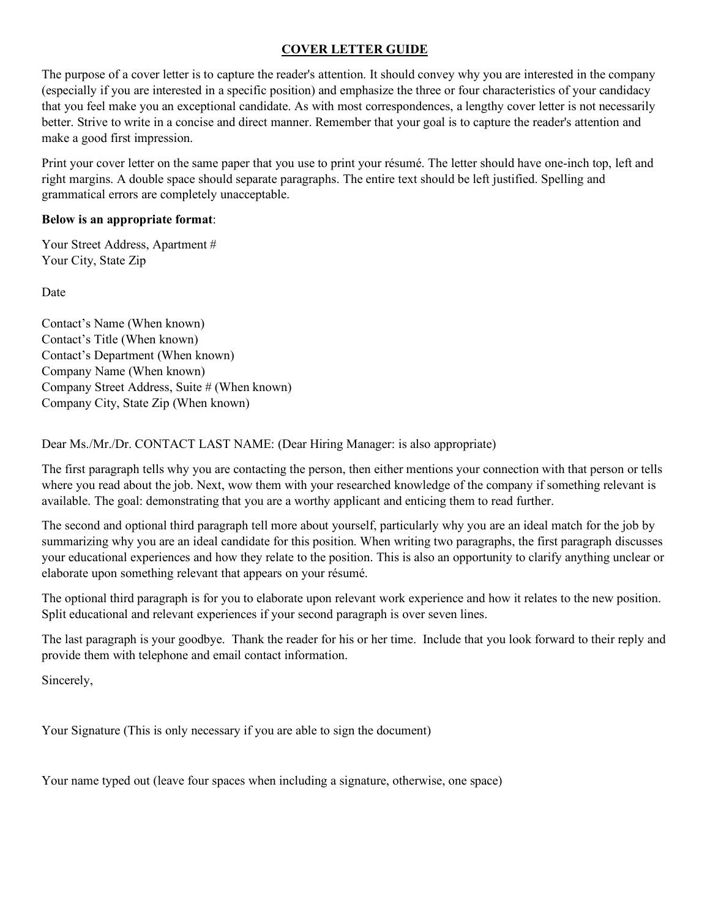# COVER LETTER GUIDE

The purpose of a cover letter is to capture the reader's attention. It should convey why you are interested in the company (especially if you are interested in a specific position) and emphasize the three or four characteristics of your candidacy that you feel make you an exceptional candidate. As with most correspondences, a lengthy cover letter is not necessarily better. Strive to write in a concise and direct manner. Remember that your goal is to capture the reader's attention and make a good first impression.

Print your cover letter on the same paper that you use to print your résumé. The letter should have one-inch top, left and right margins. A double space should separate paragraphs. The entire text should be left justified. Spelling and grammatical errors are completely unacceptable.

**Below is an appropriate format**:

Your Street Address, Apartment #
Your City, State Zip

Date

Contact's Name (When known)
Contact's Title (When known)
Contact's Department (When known)
Company Name (When known)
Company Street Address, Suite # (When known)
Company City, State Zip (When known)

Dear Ms./Mr./Dr. CONTACT LAST NAME: (Dear Hiring Manager: is also appropriate)

The first paragraph tells why you are contacting the person, then either mentions your connection with that person or tells where you read about the job. Next, wow them with your researched knowledge of the company if something relevant is available. The goal: demonstrating that you are a worthy applicant and enticing them to read further.

The second and optional third paragraph tell more about yourself, particularly why you are an ideal match for the job by summarizing why you are an ideal candidate for this position. When writing two paragraphs, the first paragraph discusses your educational experiences and how they relate to the position. This is also an opportunity to clarify anything unclear or elaborate upon something relevant that appears on your résumé.

The optional third paragraph is for you to elaborate upon relevant work experience and how it relates to the new position. Split educational and relevant experiences if your second paragraph is over seven lines.

The last paragraph is your goodbye. Thank the reader for his or her time. Include that you look forward to their reply and provide them with telephone and email contact information.

Sincerely,

Your Signature (This is only necessary if you are able to sign the document)

Your name typed out (leave four spaces when including a signature, otherwise, one space)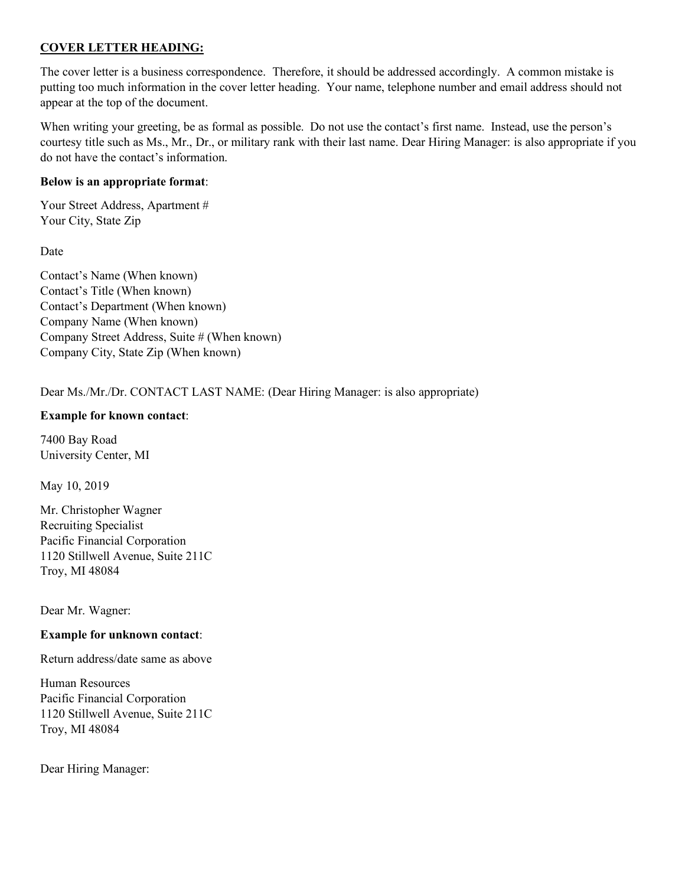**COVER LETTER HEADING:**

The cover letter is a business correspondence. Therefore, it should be addressed accordingly. A common mistake is putting too much information in the cover letter heading. Your name, telephone number and email address should not appear at the top of the document.

When writing your greeting, be as formal as possible. Do not use the contact's first name. Instead, use the person's courtesy title such as Ms., Mr., Dr., or military rank with their last name. Dear Hiring Manager: is also appropriate if you do not have the contact's information.

**Below is an appropriate format**:

Your Street Address, Apartment #
Your City, State Zip

Date

Contact's Name (When known)
Contact's Title (When known)
Contact's Department (When known)
Company Name (When known)
Company Street Address, Suite # (When known)
Company City, State Zip (When known)

Dear Ms./Mr./Dr. CONTACT LAST NAME: (Dear Hiring Manager: is also appropriate)

**Example for known contact**:

7400 Bay Road
University Center, MI

May 10, 2019

Mr. Christopher Wagner
Recruiting Specialist
Pacific Financial Corporation
1120 Stillwell Avenue, Suite 211C
Troy, MI 48084

Dear Mr. Wagner:

**Example for unknown contact**:

Return address/date same as above

Human Resources
Pacific Financial Corporation
1120 Stillwell Avenue, Suite 211C
Troy, MI 48084

Dear Hiring Manager: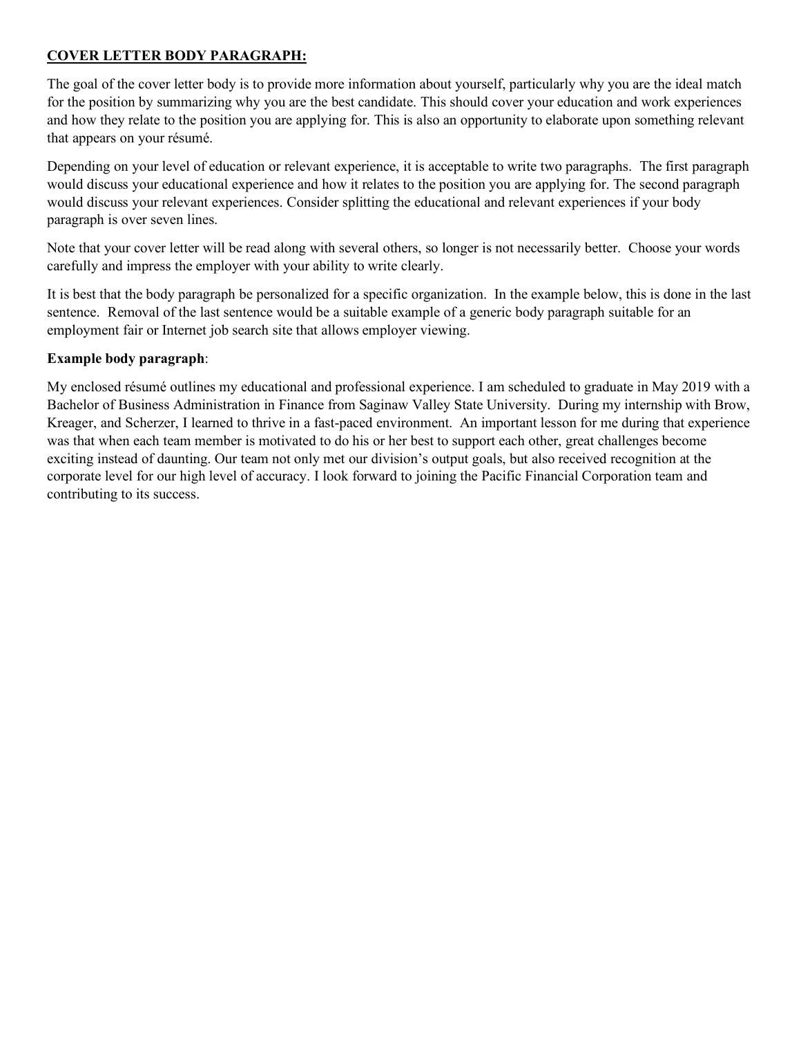**<u>COVER LETTER BODY PARAGRAPH:</u>**

The goal of the cover letter body is to provide more information about yourself, particularly why you are the ideal match for the position by summarizing why you are the best candidate. This should cover your education and work experiences and how they relate to the position you are applying for. This is also an opportunity to elaborate upon something relevant that appears on your résumé.

Depending on your level of education or relevant experience, it is acceptable to write two paragraphs. The first paragraph would discuss your educational experience and how it relates to the position you are applying for. The second paragraph would discuss your relevant experiences. Consider splitting the educational and relevant experiences if your body paragraph is over seven lines.

Note that your cover letter will be read along with several others, so longer is not necessarily better. Choose your words carefully and impress the employer with your ability to write clearly.

It is best that the body paragraph be personalized for a specific organization. In the example below, this is done in the last sentence. Removal of the last sentence would be a suitable example of a generic body paragraph suitable for an employment fair or Internet job search site that allows employer viewing.

**Example body paragraph**:

My enclosed résumé outlines my educational and professional experience. I am scheduled to graduate in May 2019 with a Bachelor of Business Administration in Finance from Saginaw Valley State University. During my internship with Brow, Kreager, and Scherzer, I learned to thrive in a fast-paced environment. An important lesson for me during that experience was that when each team member is motivated to do his or her best to support each other, great challenges become exciting instead of daunting. Our team not only met our division's output goals, but also received recognition at the corporate level for our high level of accuracy. I look forward to joining the Pacific Financial Corporation team and contributing to its success.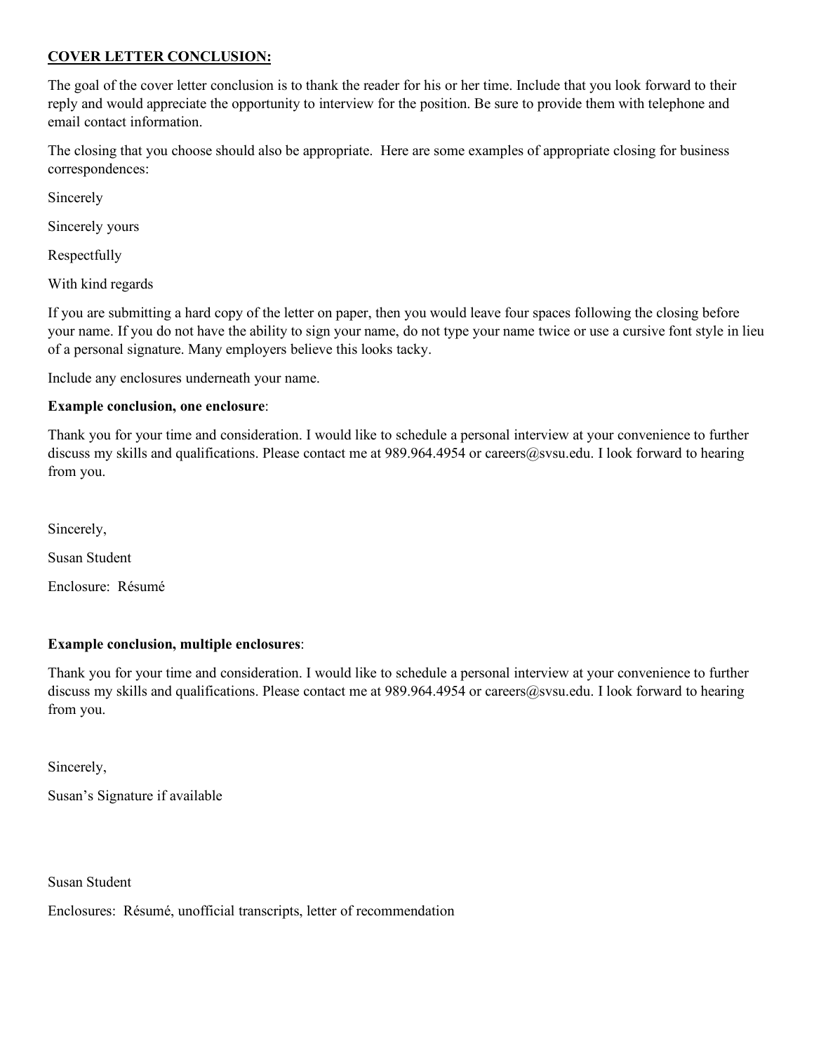**COVER LETTER CONCLUSION:**

The goal of the cover letter conclusion is to thank the reader for his or her time. Include that you look forward to their reply and would appreciate the opportunity to interview for the position. Be sure to provide them with telephone and email contact information.

The closing that you choose should also be appropriate. Here are some examples of appropriate closing for business correspondences:

Sincerely

Sincerely yours

Respectfully

With kind regards

If you are submitting a hard copy of the letter on paper, then you would leave four spaces following the closing before your name. If you do not have the ability to sign your name, do not type your name twice or use a cursive font style in lieu of a personal signature. Many employers believe this looks tacky.

Include any enclosures underneath your name.

**Example conclusion, one enclosure**:

Thank you for your time and consideration. I would like to schedule a personal interview at your convenience to further discuss my skills and qualifications. Please contact me at 989.964.4954 or careers@svsu.edu. I look forward to hearing from you.

Sincerely,

Susan Student

Enclosure: Résumé

**Example conclusion, multiple enclosures**:

Thank you for your time and consideration. I would like to schedule a personal interview at your convenience to further discuss my skills and qualifications. Please contact me at 989.964.4954 or careers@svsu.edu. I look forward to hearing from you.

Sincerely,

Susan's Signature if available

Susan Student

Enclosures: Résumé, unofficial transcripts, letter of recommendation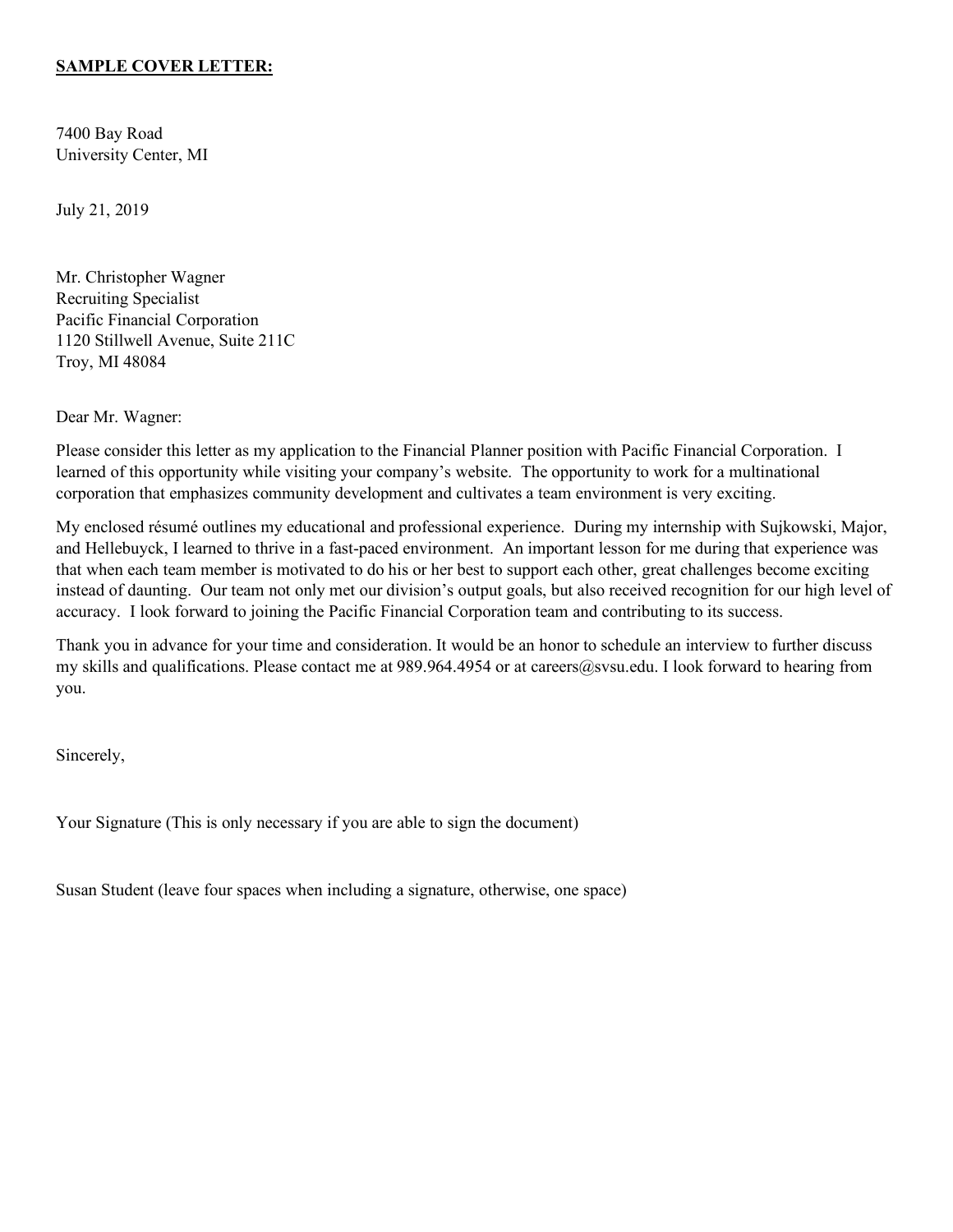**SAMPLE COVER LETTER:**

7400 Bay Road
University Center, MI

July 21, 2019

Mr. Christopher Wagner
Recruiting Specialist
Pacific Financial Corporation
1120 Stillwell Avenue, Suite 211C
Troy, MI 48084

Dear Mr. Wagner:

Please consider this letter as my application to the Financial Planner position with Pacific Financial Corporation. I learned of this opportunity while visiting your company's website. The opportunity to work for a multinational corporation that emphasizes community development and cultivates a team environment is very exciting.

My enclosed résumé outlines my educational and professional experience. During my internship with Sujkowski, Major, and Hellebuyck, I learned to thrive in a fast-paced environment. An important lesson for me during that experience was that when each team member is motivated to do his or her best to support each other, great challenges become exciting instead of daunting. Our team not only met our division's output goals, but also received recognition for our high level of accuracy. I look forward to joining the Pacific Financial Corporation team and contributing to its success.

Thank you in advance for your time and consideration. It would be an honor to schedule an interview to further discuss my skills and qualifications. Please contact me at 989.964.4954 or at careers@svsu.edu. I look forward to hearing from you.

Sincerely,

Your Signature (This is only necessary if you are able to sign the document)

Susan Student (leave four spaces when including a signature, otherwise, one space)